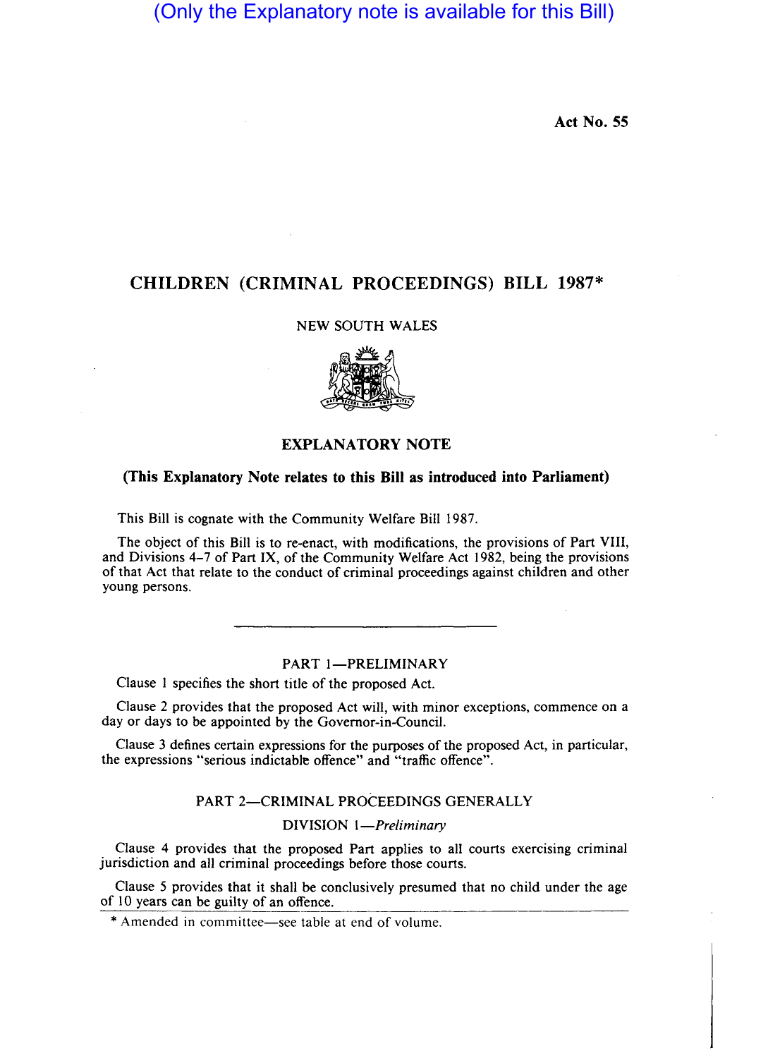(Only the Explanatory note is available for this Bill)

Act No. 55

# CHILDREN (CRIMINAL PROCEEDINGS) BILL 1987*

NEW SOUTH WALES

## EXPLANATORY NOTE

**(This Explanatory Note relates to this Bill as introduced into Parliament)**

This Bill is cognate with the Community Welfare Bill 1987.

The object of this Bill is to re-enact, with modifications, the provisions of Part VIII, and Divisions 4–7 of Part IX, of the Community Welfare Act 1982, being the provisions of that Act that relate to the conduct of criminal proceedings against children and other young persons.

---

### PART 1—PRELIMINARY

Clause 1 specifies the short title of the proposed Act.

Clause 2 provides that the proposed Act will, with minor exceptions, commence on a day or days to be appointed by the Governor-in-Council.

Clause 3 defines certain expressions for the purposes of the proposed Act, in particular, the expressions "serious indictable offence" and "traffic offence".

### PART 2—CRIMINAL PROCEEDINGS GENERALLY

#### DIVISION 1—*Preliminary*

Clause 4 provides that the proposed Part applies to all courts exercising criminal jurisdiction and all criminal proceedings before those courts.

Clause 5 provides that it shall be conclusively presumed that no child under the age of 10 years can be guilty of an offence.

\* Amended in committee—see table at end of volume.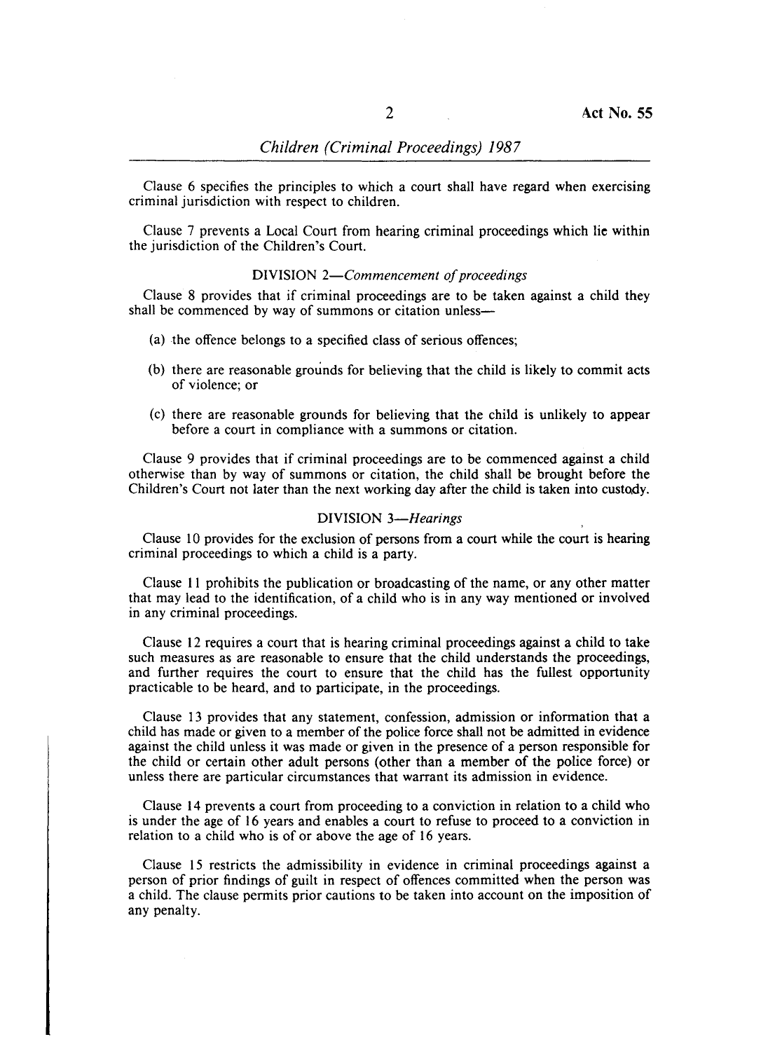Clause 6 specifies the principles to which a court shall have regard when exercising criminal jurisdiction with respect to children.

Clause 7 prevents a Local Court from hearing criminal proceedings which lie within the jurisdiction of the Children's Court.

### DIVISION 2—*Commencement of proceedings*

Clause 8 provides that if criminal proceedings are to be taken against a child they shall be commenced by way of summons or citation unless—

(a) the offence belongs to a specified class of serious offences;

(b) there are reasonable grounds for believing that the child is likely to commit acts of violence; or

(c) there are reasonable grounds for believing that the child is unlikely to appear before a court in compliance with a summons or citation.

Clause 9 provides that if criminal proceedings are to be commenced against a child otherwise than by way of summons or citation, the child shall be brought before the Children's Court not later than the next working day after the child is taken into custody.

### DIVISION 3—*Hearings*

Clause 10 provides for the exclusion of persons from a court while the court is hearing criminal proceedings to which a child is a party.

Clause 11 prohibits the publication or broadcasting of the name, or any other matter that may lead to the identification, of a child who is in any way mentioned or involved in any criminal proceedings.

Clause 12 requires a court that is hearing criminal proceedings against a child to take such measures as are reasonable to ensure that the child understands the proceedings, and further requires the court to ensure that the child has the fullest opportunity practicable to be heard, and to participate, in the proceedings.

Clause 13 provides that any statement, confession, admission or information that a child has made or given to a member of the police force shall not be admitted in evidence against the child unless it was made or given in the presence of a person responsible for the child or certain other adult persons (other than a member of the police force) or unless there are particular circumstances that warrant its admission in evidence.

Clause 14 prevents a court from proceeding to a conviction in relation to a child who is under the age of 16 years and enables a court to refuse to proceed to a conviction in relation to a child who is of or above the age of 16 years.

Clause 15 restricts the admissibility in evidence in criminal proceedings against a person of prior findings of guilt in respect of offences committed when the person was a child. The clause permits prior cautions to be taken into account on the imposition of any penalty.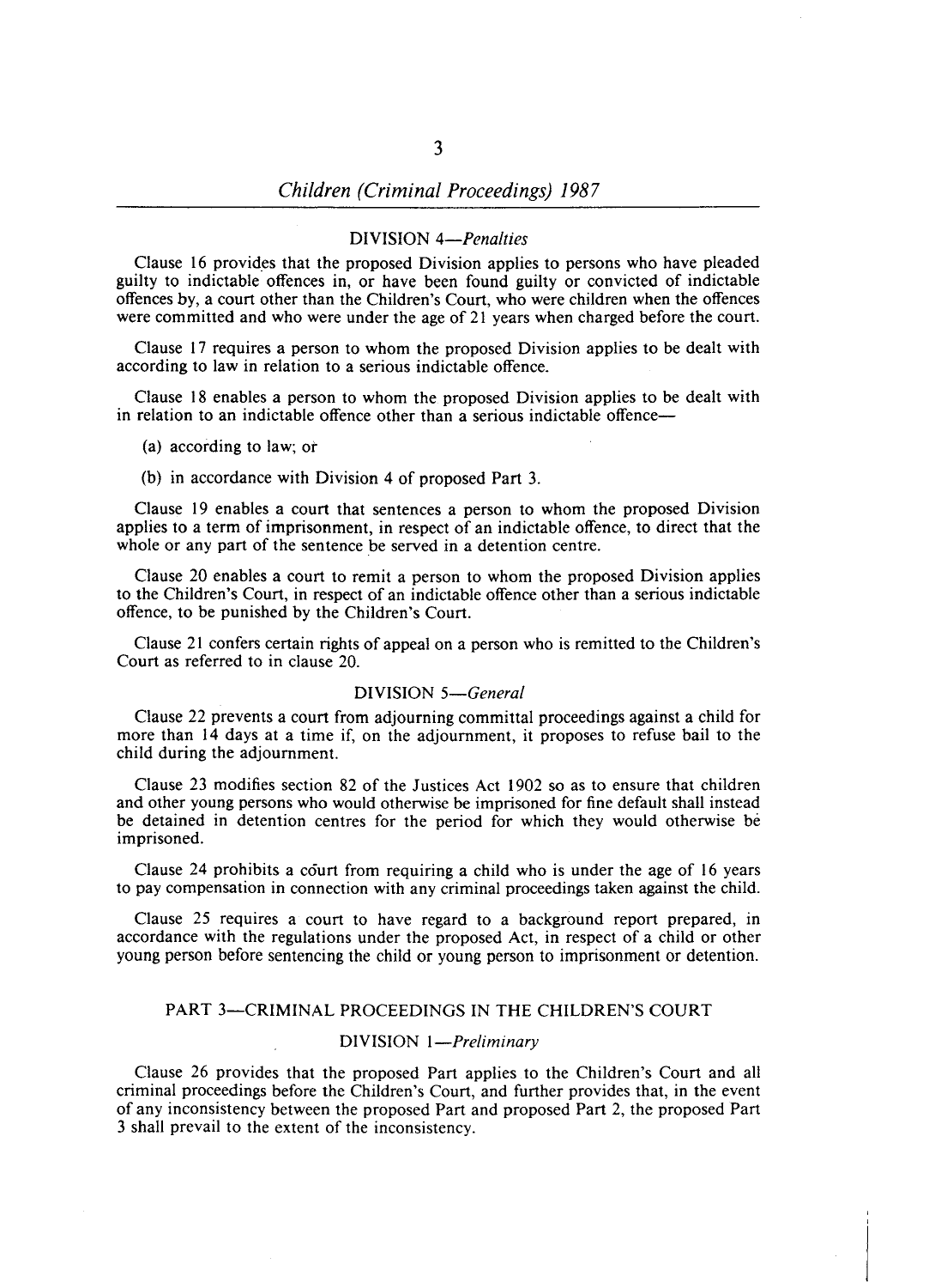### DIVISION 4—*Penalties*

Clause 16 provides that the proposed Division applies to persons who have pleaded guilty to indictable offences in, or have been found guilty or convicted of indictable offences by, a court other than the Children's Court, who were children when the offences were committed and who were under the age of 21 years when charged before the court.

Clause 17 requires a person to whom the proposed Division applies to be dealt with according to law in relation to a serious indictable offence.

Clause 18 enables a person to whom the proposed Division applies to be dealt with in relation to an indictable offence other than a serious indictable offence—

(a) according to law; or

(b) in accordance with Division 4 of proposed Part 3.

Clause 19 enables a court that sentences a person to whom the proposed Division applies to a term of imprisonment, in respect of an indictable offence, to direct that the whole or any part of the sentence be served in a detention centre.

Clause 20 enables a court to remit a person to whom the proposed Division applies to the Children's Court, in respect of an indictable offence other than a serious indictable offence, to be punished by the Children's Court.

Clause 21 confers certain rights of appeal on a person who is remitted to the Children's Court as referred to in clause 20.

### DIVISION 5—*General*

Clause 22 prevents a court from adjourning committal proceedings against a child for more than 14 days at a time if, on the adjournment, it proposes to refuse bail to the child during the adjournment.

Clause 23 modifies section 82 of the Justices Act 1902 so as to ensure that children and other young persons who would otherwise be imprisoned for fine default shall instead be detained in detention centres for the period for which they would otherwise be imprisoned.

Clause 24 prohibits a court from requiring a child who is under the age of 16 years to pay compensation in connection with any criminal proceedings taken against the child.

Clause 25 requires a court to have regard to a background report prepared, in accordance with the regulations under the proposed Act, in respect of a child or other young person before sentencing the child or young person to imprisonment or detention.

## PART 3—CRIMINAL PROCEEDINGS IN THE CHILDREN'S COURT

### DIVISION 1—*Preliminary*

Clause 26 provides that the proposed Part applies to the Children's Court and all criminal proceedings before the Children's Court, and further provides that, in the event of any inconsistency between the proposed Part and proposed Part 2, the proposed Part 3 shall prevail to the extent of the inconsistency.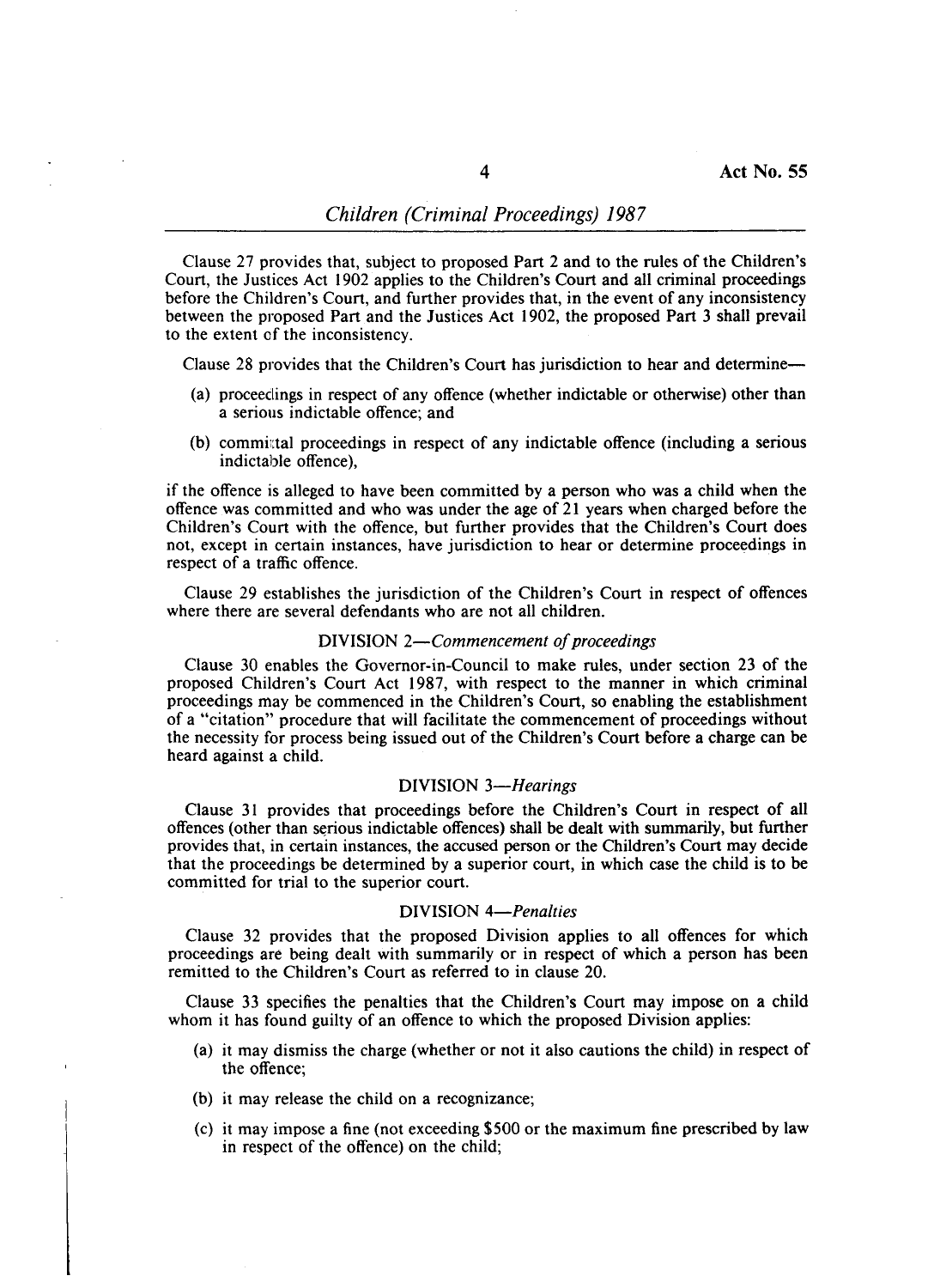Clause 27 provides that, subject to proposed Part 2 and to the rules of the Children's Court, the Justices Act 1902 applies to the Children's Court and all criminal proceedings before the Children's Court, and further provides that, in the event of any inconsistency between the proposed Part and the Justices Act 1902, the proposed Part 3 shall prevail to the extent of the inconsistency.

Clause 28 provides that the Children's Court has jurisdiction to hear and determine—

(a) proceedings in respect of any offence (whether indictable or otherwise) other than a serious indictable offence; and

(b) committal proceedings in respect of any indictable offence (including a serious indictable offence),

if the offence is alleged to have been committed by a person who was a child when the offence was committed and who was under the age of 21 years when charged before the Children's Court with the offence, but further provides that the Children's Court does not, except in certain instances, have jurisdiction to hear or determine proceedings in respect of a traffic offence.

Clause 29 establishes the jurisdiction of the Children's Court in respect of offences where there are several defendants who are not all children.

### DIVISION 2—*Commencement of proceedings*

Clause 30 enables the Governor-in-Council to make rules, under section 23 of the proposed Children's Court Act 1987, with respect to the manner in which criminal proceedings may be commenced in the Children's Court, so enabling the establishment of a "citation" procedure that will facilitate the commencement of proceedings without the necessity for process being issued out of the Children's Court before a charge can be heard against a child.

### DIVISION 3—*Hearings*

Clause 31 provides that proceedings before the Children's Court in respect of all offences (other than serious indictable offences) shall be dealt with summarily, but further provides that, in certain instances, the accused person or the Children's Court may decide that the proceedings be determined by a superior court, in which case the child is to be committed for trial to the superior court.

### DIVISION 4—*Penalties*

Clause 32 provides that the proposed Division applies to all offences for which proceedings are being dealt with summarily or in respect of which a person has been remitted to the Children's Court as referred to in clause 20.

Clause 33 specifies the penalties that the Children's Court may impose on a child whom it has found guilty of an offence to which the proposed Division applies:

(a) it may dismiss the charge (whether or not it also cautions the child) in respect of the offence;

(b) it may release the child on a recognizance;

(c) it may impose a fine (not exceeding $500 or the maximum fine prescribed by law in respect of the offence) on the child;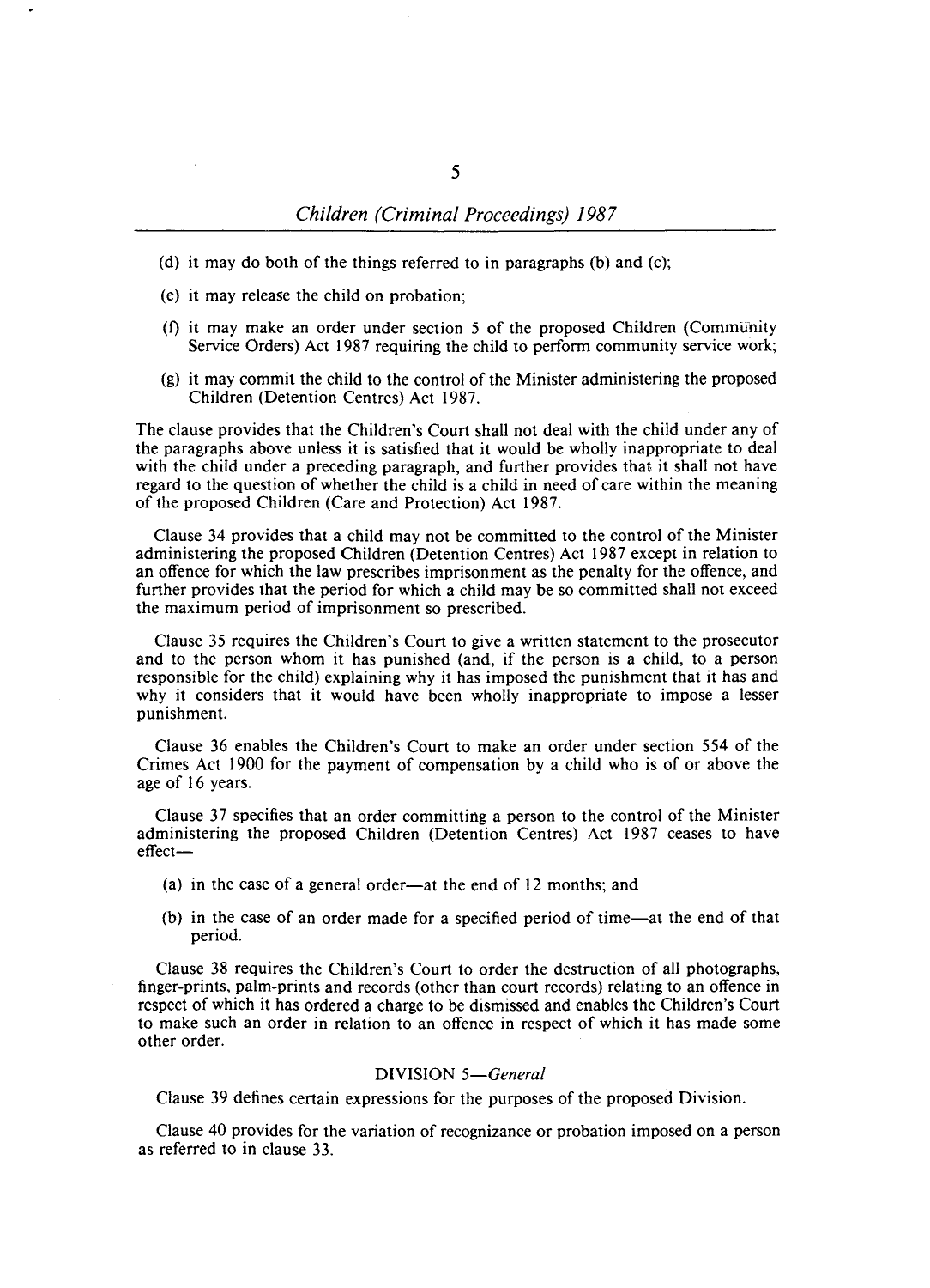(d) it may do both of the things referred to in paragraphs (b) and (c);

(e) it may release the child on probation;

(f) it may make an order under section 5 of the proposed Children (Community Service Orders) Act 1987 requiring the child to perform community service work;

(g) it may commit the child to the control of the Minister administering the proposed Children (Detention Centres) Act 1987.

The clause provides that the Children's Court shall not deal with the child under any of the paragraphs above unless it is satisfied that it would be wholly inappropriate to deal with the child under a preceding paragraph, and further provides that it shall not have regard to the question of whether the child is a child in need of care within the meaning of the proposed Children (Care and Protection) Act 1987.

Clause 34 provides that a child may not be committed to the control of the Minister administering the proposed Children (Detention Centres) Act 1987 except in relation to an offence for which the law prescribes imprisonment as the penalty for the offence, and further provides that the period for which a child may be so committed shall not exceed the maximum period of imprisonment so prescribed.

Clause 35 requires the Children's Court to give a written statement to the prosecutor and to the person whom it has punished (and, if the person is a child, to a person responsible for the child) explaining why it has imposed the punishment that it has and why it considers that it would have been wholly inappropriate to impose a lesser punishment.

Clause 36 enables the Children's Court to make an order under section 554 of the Crimes Act 1900 for the payment of compensation by a child who is of or above the age of 16 years.

Clause 37 specifies that an order committing a person to the control of the Minister administering the proposed Children (Detention Centres) Act 1987 ceases to have effect—

(a) in the case of a general order—at the end of 12 months; and

(b) in the case of an order made for a specified period of time—at the end of that period.

Clause 38 requires the Children's Court to order the destruction of all photographs, finger-prints, palm-prints and records (other than court records) relating to an offence in respect of which it has ordered a charge to be dismissed and enables the Children's Court to make such an order in relation to an offence in respect of which it has made some other order.

### DIVISION 5—*General*

Clause 39 defines certain expressions for the purposes of the proposed Division.

Clause 40 provides for the variation of recognizance or probation imposed on a person as referred to in clause 33.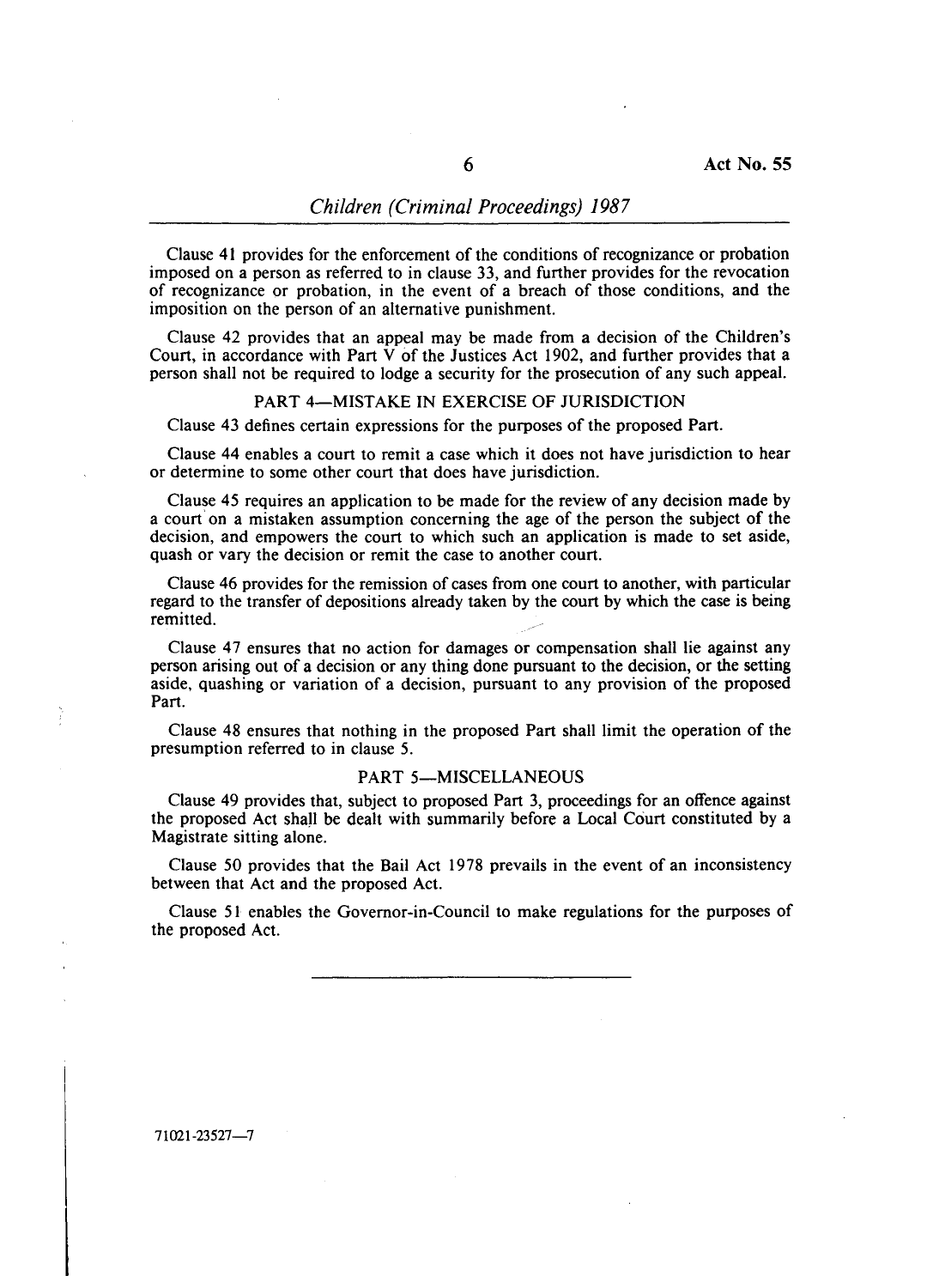Clause 41 provides for the enforcement of the conditions of recognizance or probation imposed on a person as referred to in clause 33, and further provides for the revocation of recognizance or probation, in the event of a breach of those conditions, and the imposition on the person of an alternative punishment.

Clause 42 provides that an appeal may be made from a decision of the Children's Court, in accordance with Part V of the Justices Act 1902, and further provides that a person shall not be required to lodge a security for the prosecution of any such appeal.

## PART 4—MISTAKE IN EXERCISE OF JURISDICTION

Clause 43 defines certain expressions for the purposes of the proposed Part.

Clause 44 enables a court to remit a case which it does not have jurisdiction to hear or determine to some other court that does have jurisdiction.

Clause 45 requires an application to be made for the review of any decision made by a court on a mistaken assumption concerning the age of the person the subject of the decision, and empowers the court to which such an application is made to set aside, quash or vary the decision or remit the case to another court.

Clause 46 provides for the remission of cases from one court to another, with particular regard to the transfer of depositions already taken by the court by which the case is being remitted.

Clause 47 ensures that no action for damages or compensation shall lie against any person arising out of a decision or any thing done pursuant to the decision, or the setting aside, quashing or variation of a decision, pursuant to any provision of the proposed Part.

Clause 48 ensures that nothing in the proposed Part shall limit the operation of the presumption referred to in clause 5.

## PART 5—MISCELLANEOUS

Clause 49 provides that, subject to proposed Part 3, proceedings for an offence against the proposed Act shall be dealt with summarily before a Local Court constituted by a Magistrate sitting alone.

Clause 50 provides that the Bail Act 1978 prevails in the event of an inconsistency between that Act and the proposed Act.

Clause 51 enables the Governor-in-Council to make regulations for the purposes of the proposed Act.

71021-23527—7